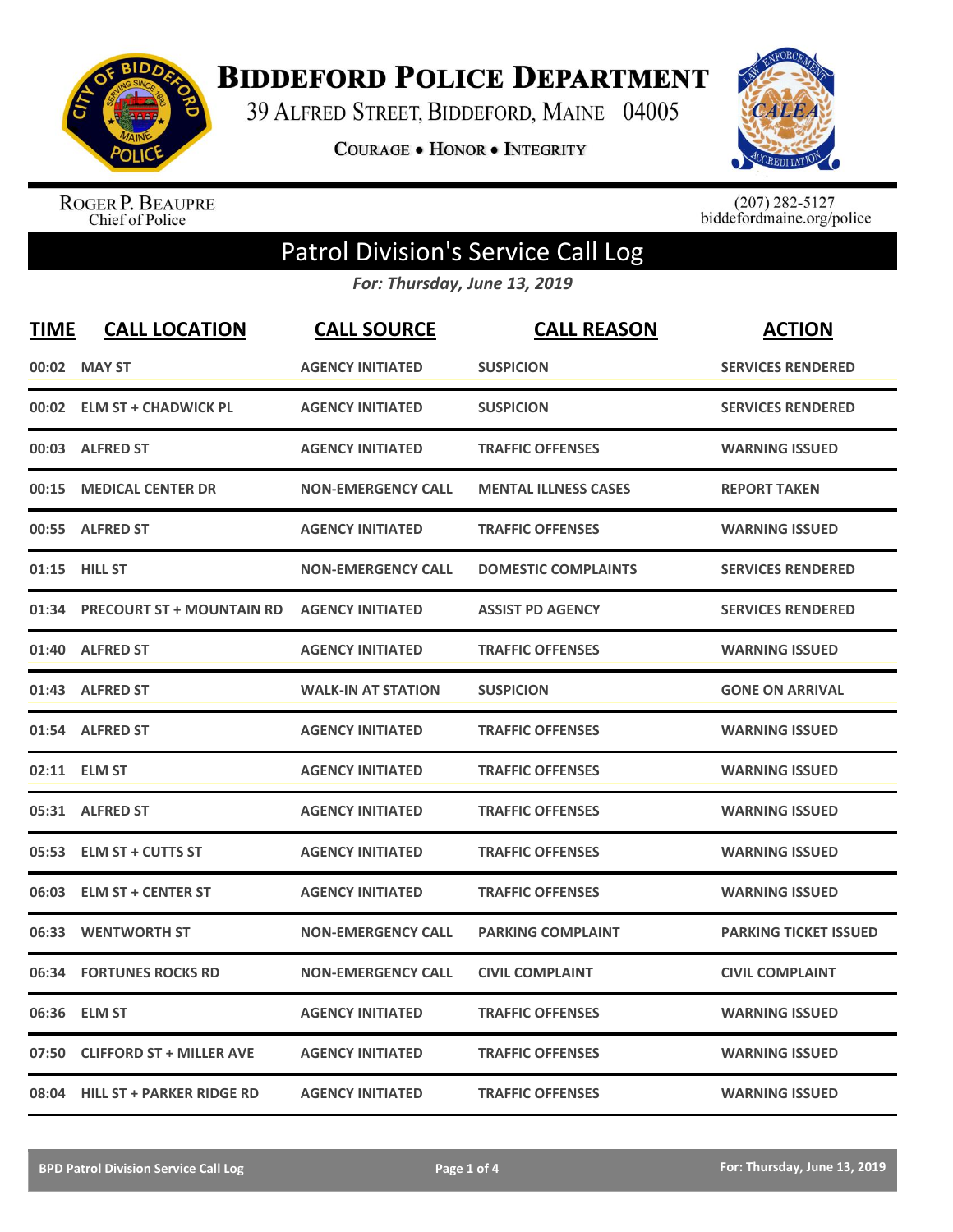# Biddeford Police Department

39 Alfred Street, Biddeford, Maine 04005

Courage • Honor • Integrity

Roger P. Beaupre
Chief of Police

(207) 282-5127
biddefordmaine.org/police

## Patrol Division's Service Call Log

*For: Thursday, June 13, 2019*

| TIME | CALL LOCATION | CALL SOURCE | CALL REASON | ACTION |
|---|---|---|---|---|
| 00:02 | MAY ST | AGENCY INITIATED | SUSPICION | SERVICES RENDERED |
| 00:02 | ELM ST + CHADWICK PL | AGENCY INITIATED | SUSPICION | SERVICES RENDERED |
| 00:03 | ALFRED ST | AGENCY INITIATED | TRAFFIC OFFENSES | WARNING ISSUED |
| 00:15 | MEDICAL CENTER DR | NON-EMERGENCY CALL | MENTAL ILLNESS CASES | REPORT TAKEN |
| 00:55 | ALFRED ST | AGENCY INITIATED | TRAFFIC OFFENSES | WARNING ISSUED |
| 01:15 | HILL ST | NON-EMERGENCY CALL | DOMESTIC COMPLAINTS | SERVICES RENDERED |
| 01:34 | PRECOURT ST + MOUNTAIN RD | AGENCY INITIATED | ASSIST PD AGENCY | SERVICES RENDERED |
| 01:40 | ALFRED ST | AGENCY INITIATED | TRAFFIC OFFENSES | WARNING ISSUED |
| 01:43 | ALFRED ST | WALK-IN AT STATION | SUSPICION | GONE ON ARRIVAL |
| 01:54 | ALFRED ST | AGENCY INITIATED | TRAFFIC OFFENSES | WARNING ISSUED |
| 02:11 | ELM ST | AGENCY INITIATED | TRAFFIC OFFENSES | WARNING ISSUED |
| 05:31 | ALFRED ST | AGENCY INITIATED | TRAFFIC OFFENSES | WARNING ISSUED |
| 05:53 | ELM ST + CUTTS ST | AGENCY INITIATED | TRAFFIC OFFENSES | WARNING ISSUED |
| 06:03 | ELM ST + CENTER ST | AGENCY INITIATED | TRAFFIC OFFENSES | WARNING ISSUED |
| 06:33 | WENTWORTH ST | NON-EMERGENCY CALL | PARKING COMPLAINT | PARKING TICKET ISSUED |
| 06:34 | FORTUNES ROCKS RD | NON-EMERGENCY CALL | CIVIL COMPLAINT | CIVIL COMPLAINT |
| 06:36 | ELM ST | AGENCY INITIATED | TRAFFIC OFFENSES | WARNING ISSUED |
| 07:50 | CLIFFORD ST + MILLER AVE | AGENCY INITIATED | TRAFFIC OFFENSES | WARNING ISSUED |
| 08:04 | HILL ST + PARKER RIDGE RD | AGENCY INITIATED | TRAFFIC OFFENSES | WARNING ISSUED |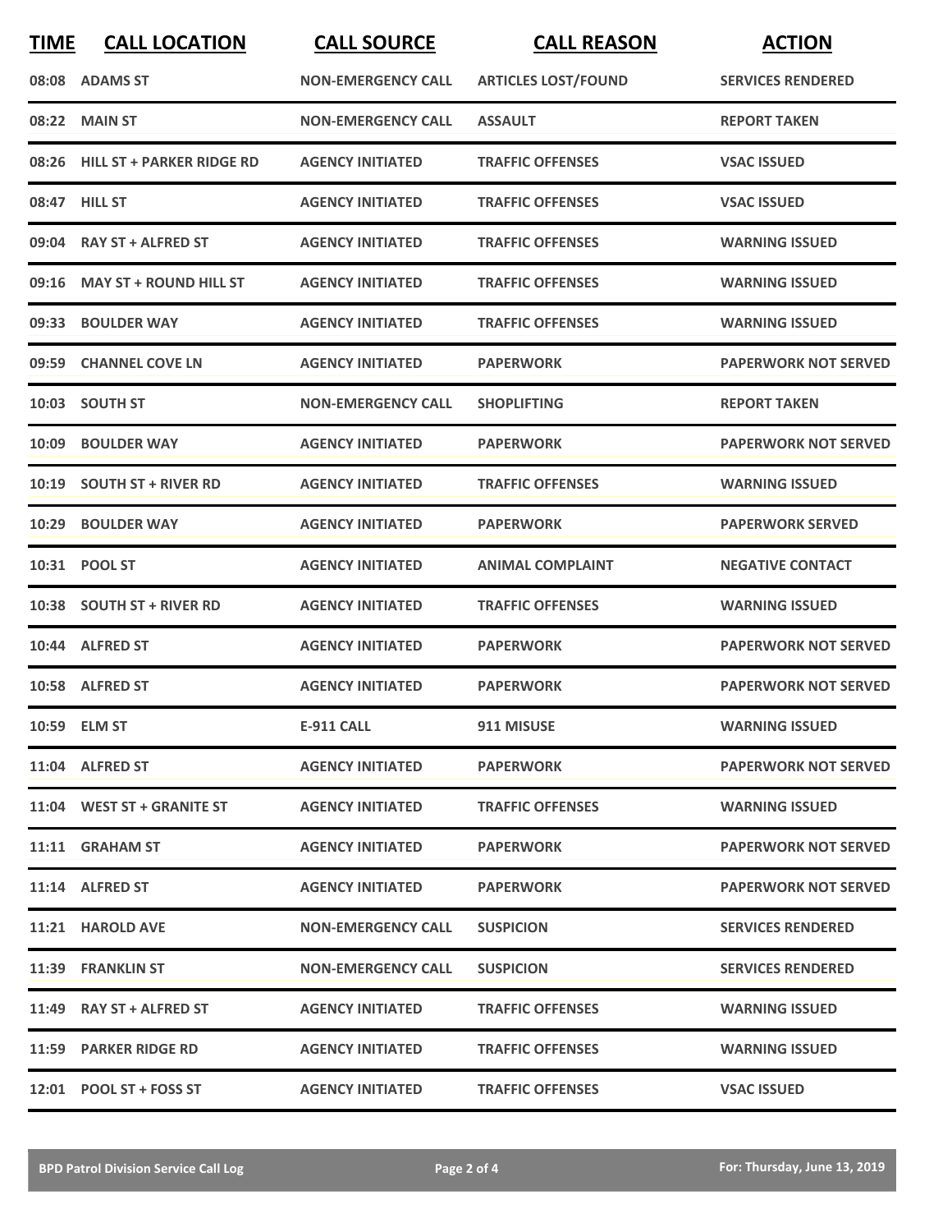| TIME | CALL LOCATION | CALL SOURCE | CALL REASON | ACTION |
|---|---|---|---|---|
| 08:08 | ADAMS ST | NON-EMERGENCY CALL | ARTICLES LOST/FOUND | SERVICES RENDERED |
| 08:22 | MAIN ST | NON-EMERGENCY CALL | ASSAULT | REPORT TAKEN |
| 08:26 | HILL ST + PARKER RIDGE RD | AGENCY INITIATED | TRAFFIC OFFENSES | VSAC ISSUED |
| 08:47 | HILL ST | AGENCY INITIATED | TRAFFIC OFFENSES | VSAC ISSUED |
| 09:04 | RAY ST + ALFRED ST | AGENCY INITIATED | TRAFFIC OFFENSES | WARNING ISSUED |
| 09:16 | MAY ST + ROUND HILL ST | AGENCY INITIATED | TRAFFIC OFFENSES | WARNING ISSUED |
| 09:33 | BOULDER WAY | AGENCY INITIATED | TRAFFIC OFFENSES | WARNING ISSUED |
| 09:59 | CHANNEL COVE LN | AGENCY INITIATED | PAPERWORK | PAPERWORK NOT SERVED |
| 10:03 | SOUTH ST | NON-EMERGENCY CALL | SHOPLIFTING | REPORT TAKEN |
| 10:09 | BOULDER WAY | AGENCY INITIATED | PAPERWORK | PAPERWORK NOT SERVED |
| 10:19 | SOUTH ST + RIVER RD | AGENCY INITIATED | TRAFFIC OFFENSES | WARNING ISSUED |
| 10:29 | BOULDER WAY | AGENCY INITIATED | PAPERWORK | PAPERWORK SERVED |
| 10:31 | POOL ST | AGENCY INITIATED | ANIMAL COMPLAINT | NEGATIVE CONTACT |
| 10:38 | SOUTH ST + RIVER RD | AGENCY INITIATED | TRAFFIC OFFENSES | WARNING ISSUED |
| 10:44 | ALFRED ST | AGENCY INITIATED | PAPERWORK | PAPERWORK NOT SERVED |
| 10:58 | ALFRED ST | AGENCY INITIATED | PAPERWORK | PAPERWORK NOT SERVED |
| 10:59 | ELM ST | E-911 CALL | 911 MISUSE | WARNING ISSUED |
| 11:04 | ALFRED ST | AGENCY INITIATED | PAPERWORK | PAPERWORK NOT SERVED |
| 11:04 | WEST ST + GRANITE ST | AGENCY INITIATED | TRAFFIC OFFENSES | WARNING ISSUED |
| 11:11 | GRAHAM ST | AGENCY INITIATED | PAPERWORK | PAPERWORK NOT SERVED |
| 11:14 | ALFRED ST | AGENCY INITIATED | PAPERWORK | PAPERWORK NOT SERVED |
| 11:21 | HAROLD AVE | NON-EMERGENCY CALL | SUSPICION | SERVICES RENDERED |
| 11:39 | FRANKLIN ST | NON-EMERGENCY CALL | SUSPICION | SERVICES RENDERED |
| 11:49 | RAY ST + ALFRED ST | AGENCY INITIATED | TRAFFIC OFFENSES | WARNING ISSUED |
| 11:59 | PARKER RIDGE RD | AGENCY INITIATED | TRAFFIC OFFENSES | WARNING ISSUED |
| 12:01 | POOL ST + FOSS ST | AGENCY INITIATED | TRAFFIC OFFENSES | VSAC ISSUED |

**BPD Patrol Division Service Call Log** | **For: Thursday, June 13, 2019**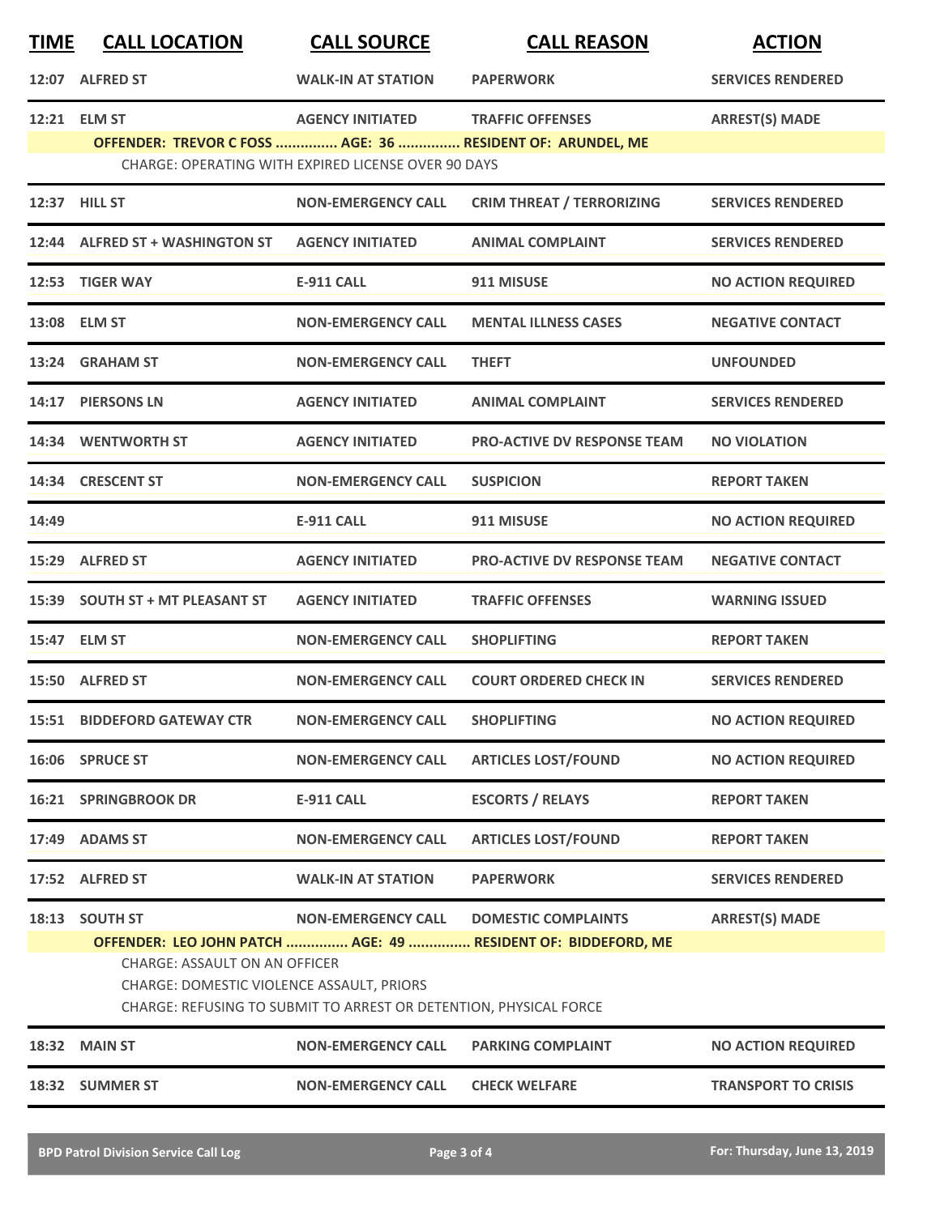| TIME | CALL LOCATION | CALL SOURCE | CALL REASON | ACTION |
|---|---|---|---|---|
| 12:07 | ALFRED ST | WALK-IN AT STATION | PAPERWORK | SERVICES RENDERED |
| 12:21 | ELM ST | AGENCY INITIATED | TRAFFIC OFFENSES | ARREST(S) MADE |
| | OFFENDER: TREVOR C FOSS ............... AGE: 36 ............... RESIDENT OF: ARUNDEL, ME | | | |
| | CHARGE: OPERATING WITH EXPIRED LICENSE OVER 90 DAYS | | | |
| 12:37 | HILL ST | NON-EMERGENCY CALL | CRIM THREAT / TERRORIZING | SERVICES RENDERED |
| 12:44 | ALFRED ST + WASHINGTON ST | AGENCY INITIATED | ANIMAL COMPLAINT | SERVICES RENDERED |
| 12:53 | TIGER WAY | E-911 CALL | 911 MISUSE | NO ACTION REQUIRED |
| 13:08 | ELM ST | NON-EMERGENCY CALL | MENTAL ILLNESS CASES | NEGATIVE CONTACT |
| 13:24 | GRAHAM ST | NON-EMERGENCY CALL | THEFT | UNFOUNDED |
| 14:17 | PIERSONS LN | AGENCY INITIATED | ANIMAL COMPLAINT | SERVICES RENDERED |
| 14:34 | WENTWORTH ST | AGENCY INITIATED | PRO-ACTIVE DV RESPONSE TEAM | NO VIOLATION |
| 14:34 | CRESCENT ST | NON-EMERGENCY CALL | SUSPICION | REPORT TAKEN |
| 14:49 | | E-911 CALL | 911 MISUSE | NO ACTION REQUIRED |
| 15:29 | ALFRED ST | AGENCY INITIATED | PRO-ACTIVE DV RESPONSE TEAM | NEGATIVE CONTACT |
| 15:39 | SOUTH ST + MT PLEASANT ST | AGENCY INITIATED | TRAFFIC OFFENSES | WARNING ISSUED |
| 15:47 | ELM ST | NON-EMERGENCY CALL | SHOPLIFTING | REPORT TAKEN |
| 15:50 | ALFRED ST | NON-EMERGENCY CALL | COURT ORDERED CHECK IN | SERVICES RENDERED |
| 15:51 | BIDDEFORD GATEWAY CTR | NON-EMERGENCY CALL | SHOPLIFTING | NO ACTION REQUIRED |
| 16:06 | SPRUCE ST | NON-EMERGENCY CALL | ARTICLES LOST/FOUND | NO ACTION REQUIRED |
| 16:21 | SPRINGBROOK DR | E-911 CALL | ESCORTS / RELAYS | REPORT TAKEN |
| 17:49 | ADAMS ST | NON-EMERGENCY CALL | ARTICLES LOST/FOUND | REPORT TAKEN |
| 17:52 | ALFRED ST | WALK-IN AT STATION | PAPERWORK | SERVICES RENDERED |
| 18:13 | SOUTH ST | NON-EMERGENCY CALL | DOMESTIC COMPLAINTS | ARREST(S) MADE |
| | OFFENDER: LEO JOHN PATCH ............... AGE: 49 ............... RESIDENT OF: BIDDEFORD, ME | | | |
| | CHARGE: ASSAULT ON AN OFFICER | | | |
| | CHARGE: DOMESTIC VIOLENCE ASSAULT, PRIORS | | | |
| | CHARGE: REFUSING TO SUBMIT TO ARREST OR DETENTION, PHYSICAL FORCE | | | |
| 18:32 | MAIN ST | NON-EMERGENCY CALL | PARKING COMPLAINT | NO ACTION REQUIRED |
| 18:32 | SUMMER ST | NON-EMERGENCY CALL | CHECK WELFARE | TRANSPORT TO CRISIS |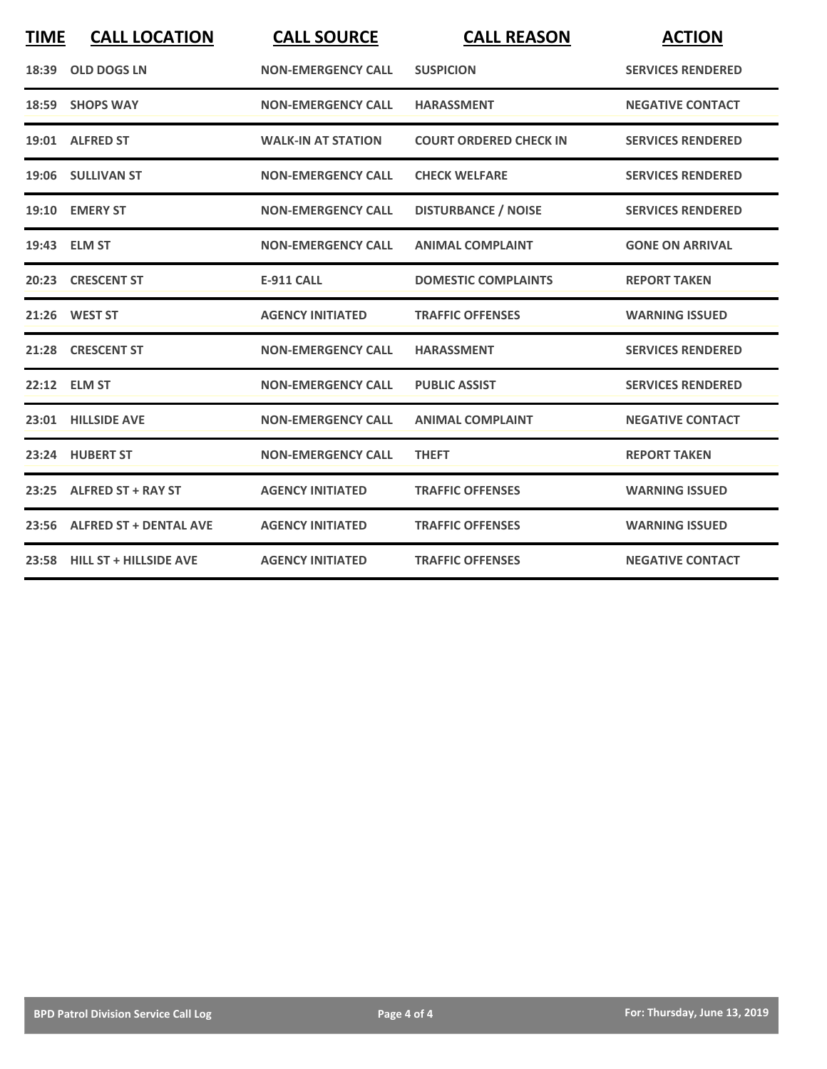| TIME | CALL LOCATION | CALL SOURCE | CALL REASON | ACTION |
|---|---|---|---|---|
| 18:39 | OLD DOGS LN | NON-EMERGENCY CALL | SUSPICION | SERVICES RENDERED |
| 18:59 | SHOPS WAY | NON-EMERGENCY CALL | HARASSMENT | NEGATIVE CONTACT |
| 19:01 | ALFRED ST | WALK-IN AT STATION | COURT ORDERED CHECK IN | SERVICES RENDERED |
| 19:06 | SULLIVAN ST | NON-EMERGENCY CALL | CHECK WELFARE | SERVICES RENDERED |
| 19:10 | EMERY ST | NON-EMERGENCY CALL | DISTURBANCE / NOISE | SERVICES RENDERED |
| 19:43 | ELM ST | NON-EMERGENCY CALL | ANIMAL COMPLAINT | GONE ON ARRIVAL |
| 20:23 | CRESCENT ST | E-911 CALL | DOMESTIC COMPLAINTS | REPORT TAKEN |
| 21:26 | WEST ST | AGENCY INITIATED | TRAFFIC OFFENSES | WARNING ISSUED |
| 21:28 | CRESCENT ST | NON-EMERGENCY CALL | HARASSMENT | SERVICES RENDERED |
| 22:12 | ELM ST | NON-EMERGENCY CALL | PUBLIC ASSIST | SERVICES RENDERED |
| 23:01 | HILLSIDE AVE | NON-EMERGENCY CALL | ANIMAL COMPLAINT | NEGATIVE CONTACT |
| 23:24 | HUBERT ST | NON-EMERGENCY CALL | THEFT | REPORT TAKEN |
| 23:25 | ALFRED ST + RAY ST | AGENCY INITIATED | TRAFFIC OFFENSES | WARNING ISSUED |
| 23:56 | ALFRED ST + DENTAL AVE | AGENCY INITIATED | TRAFFIC OFFENSES | WARNING ISSUED |
| 23:58 | HILL ST + HILLSIDE AVE | AGENCY INITIATED | TRAFFIC OFFENSES | NEGATIVE CONTACT |